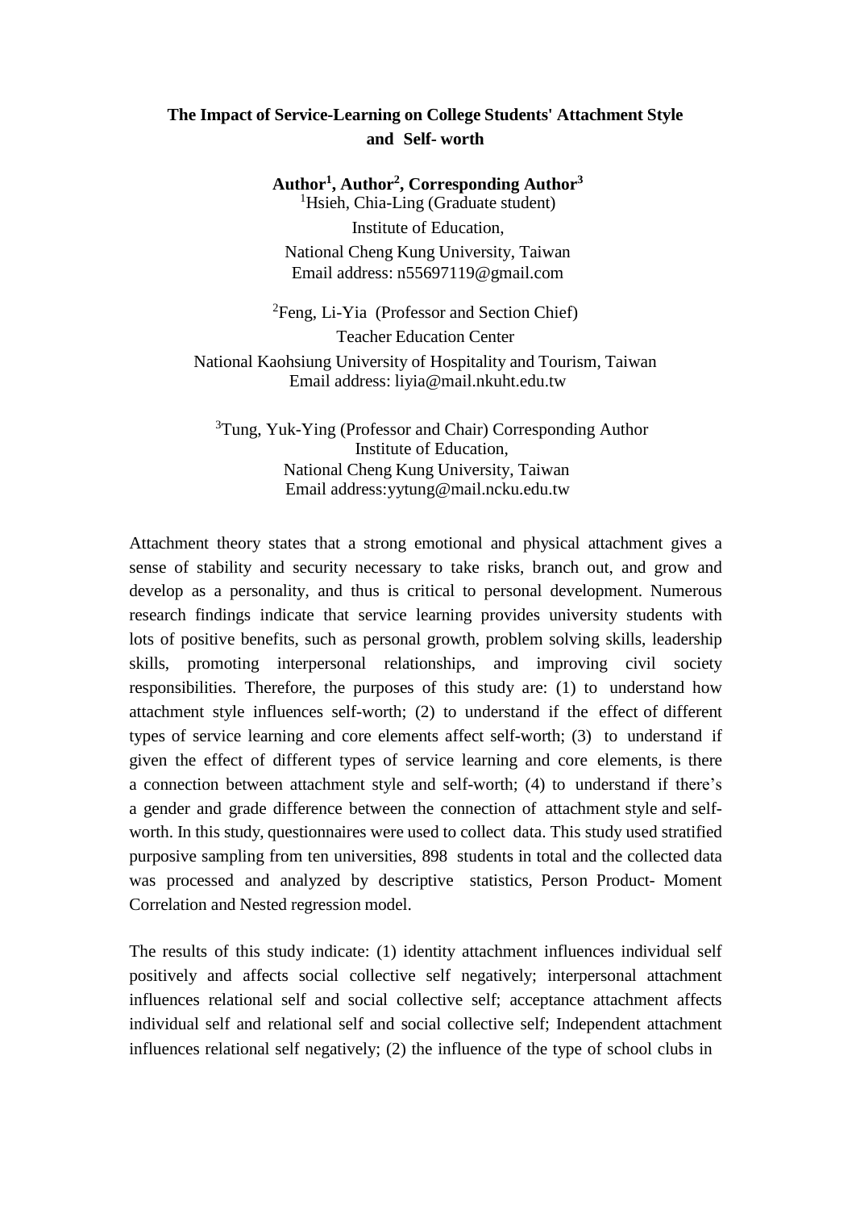# The Impact of Service-Learning on College Students' Attachment Style and Self- worth

**Author[1], Author[2], Corresponding Author[3]**

[1]Hsieh, Chia-Ling (Graduate student)
Institute of Education,
National Cheng Kung University, Taiwan
Email address: n55697119@gmail.com

[2]Feng, Li-Yia (Professor and Section Chief)
Teacher Education Center
National Kaohsiung University of Hospitality and Tourism, Taiwan
Email address: liyia@mail.nkuht.edu.tw

[3]Tung, Yuk-Ying (Professor and Chair) Corresponding Author
Institute of Education,
National Cheng Kung University, Taiwan
Email address:yytung@mail.ncku.edu.tw

Attachment theory states that a strong emotional and physical attachment gives a sense of stability and security necessary to take risks, branch out, and grow and develop as a personality, and thus is critical to personal development. Numerous research findings indicate that service learning provides university students with lots of positive benefits, such as personal growth, problem solving skills, leadership skills, promoting interpersonal relationships, and improving civil society responsibilities. Therefore, the purposes of this study are: (1) to understand how attachment style influences self-worth; (2) to understand if the effect of different types of service learning and core elements affect self-worth; (3) to understand if given the effect of different types of service learning and core elements, is there a connection between attachment style and self-worth; (4) to understand if there's a gender and grade difference between the connection of attachment style and self-worth. In this study, questionnaires were used to collect data. This study used stratified purposive sampling from ten universities, 898 students in total and the collected data was processed and analyzed by descriptive statistics, Person Product- Moment Correlation and Nested regression model.

The results of this study indicate: (1) identity attachment influences individual self positively and affects social collective self negatively; interpersonal attachment influences relational self and social collective self; acceptance attachment affects individual self and relational self and social collective self; Independent attachment influences relational self negatively; (2) the influence of the type of school clubs in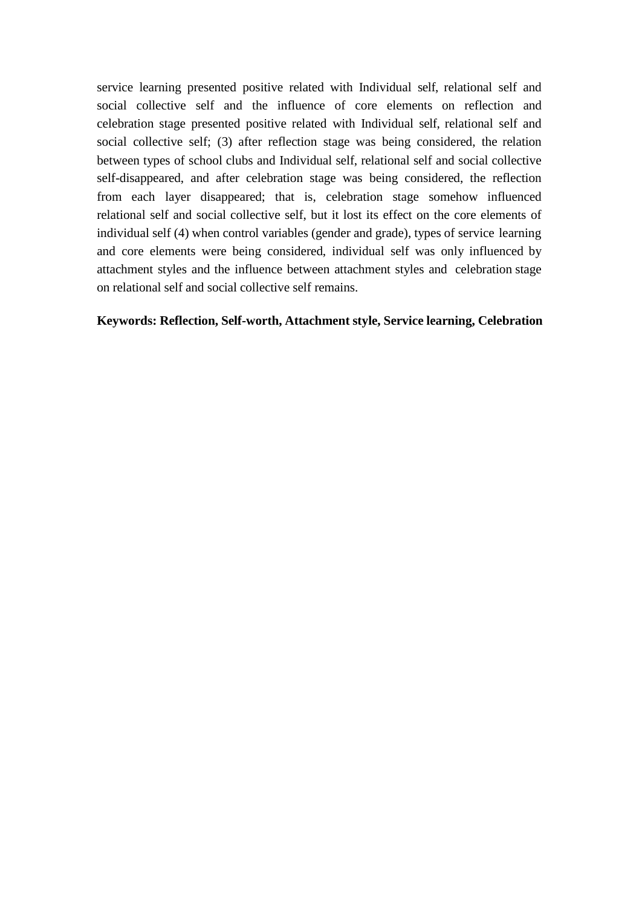service learning presented positive related with Individual self, relational self and social collective self and the influence of core elements on reflection and celebration stage presented positive related with Individual self, relational self and social collective self; (3) after reflection stage was being considered, the relation between types of school clubs and Individual self, relational self and social collective self-disappeared, and after celebration stage was being considered, the reflection from each layer disappeared; that is, celebration stage somehow influenced relational self and social collective self, but it lost its effect on the core elements of individual self (4) when control variables (gender and grade), types of service learning and core elements were being considered, individual self was only influenced by attachment styles and the influence between attachment styles and celebration stage on relational self and social collective self remains.

**Keywords: Reflection, Self-worth, Attachment style, Service learning, Celebration**